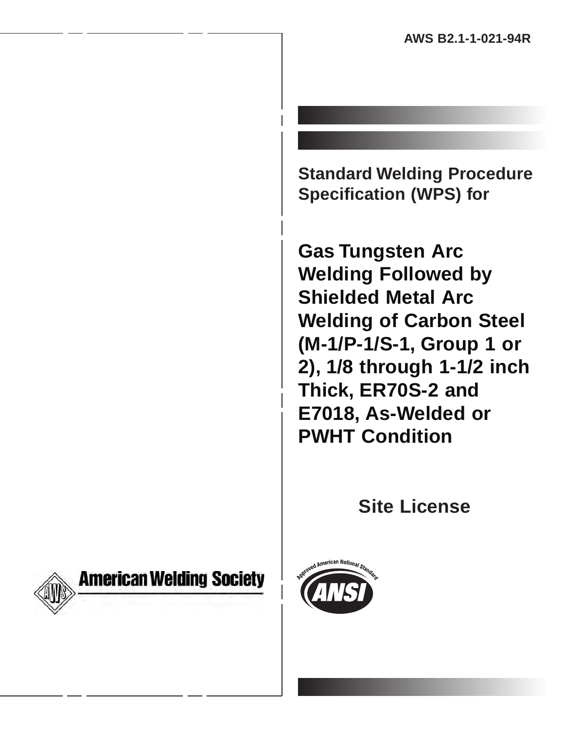AWS B2.1-1-021-94R

# Standard Welding Procedure Specification (WPS) for

# Gas Tungsten Arc Welding Followed by Shielded Metal Arc Welding of Carbon Steel (M-1/P-1/S-1, Group 1 or 2), 1/8 through 1-1/2 inch Thick, ER70S-2 and E7018, As-Welded or PWHT Condition

## Site License

American Welding Society

Approved American National Standard

ANSI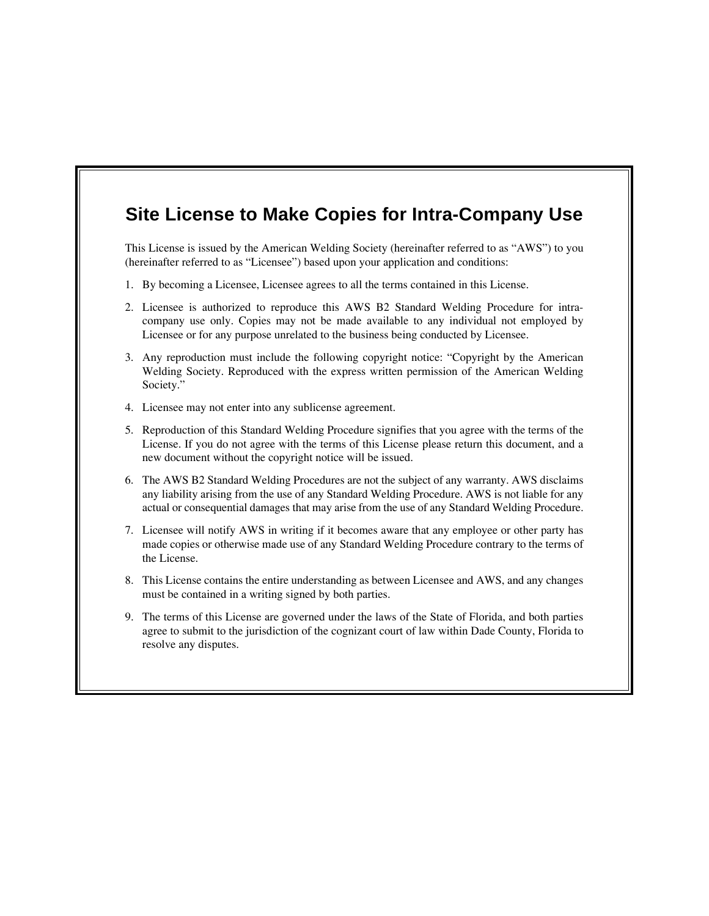## Site License to Make Copies for Intra-Company Use

This License is issued by the American Welding Society (hereinafter referred to as "AWS") to you (hereinafter referred to as "Licensee") based upon your application and conditions:

1. By becoming a Licensee, Licensee agrees to all the terms contained in this License.
2. Licensee is authorized to reproduce this AWS B2 Standard Welding Procedure for intra-company use only. Copies may not be made available to any individual not employed by Licensee or for any purpose unrelated to the business being conducted by Licensee.
3. Any reproduction must include the following copyright notice: "Copyright by the American Welding Society. Reproduced with the express written permission of the American Welding Society."
4. Licensee may not enter into any sublicense agreement.
5. Reproduction of this Standard Welding Procedure signifies that you agree with the terms of the License. If you do not agree with the terms of this License please return this document, and a new document without the copyright notice will be issued.
6. The AWS B2 Standard Welding Procedures are not the subject of any warranty. AWS disclaims any liability arising from the use of any Standard Welding Procedure. AWS is not liable for any actual or consequential damages that may arise from the use of any Standard Welding Procedure.
7. Licensee will notify AWS in writing if it becomes aware that any employee or other party has made copies or otherwise made use of any Standard Welding Procedure contrary to the terms of the License.
8. This License contains the entire understanding as between Licensee and AWS, and any changes must be contained in a writing signed by both parties.
9. The terms of this License are governed under the laws of the State of Florida, and both parties agree to submit to the jurisdiction of the cognizant court of law within Dade County, Florida to resolve any disputes.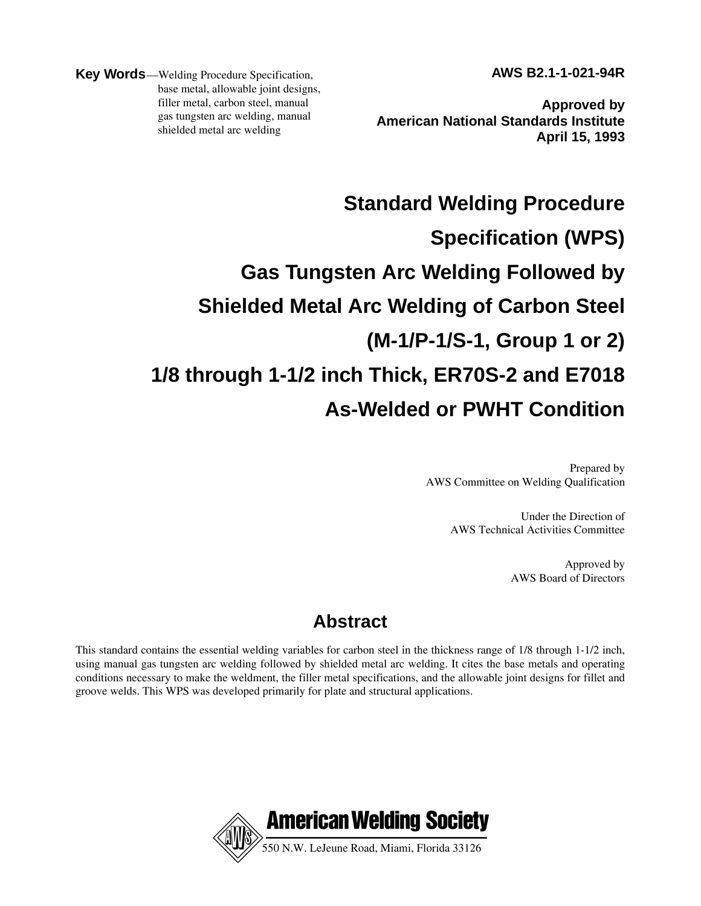**Key Words**—Welding Procedure Specification, base metal, allowable joint designs, filler metal, carbon steel, manual gas tungsten arc welding, manual shielded metal arc welding

**AWS B2.1-1-021-94R**

**Approved by**
**American National Standards Institute**
**April 15, 1993**

# Standard Welding Procedure Specification (WPS) Gas Tungsten Arc Welding Followed by Shielded Metal Arc Welding of Carbon Steel (M-1/P-1/S-1, Group 1 or 2) 1/8 through 1-1/2 inch Thick, ER70S-2 and E7018 As-Welded or PWHT Condition

Prepared by
AWS Committee on Welding Qualification

Under the Direction of
AWS Technical Activities Committee

Approved by
AWS Board of Directors

## Abstract

This standard contains the essential welding variables for carbon steel in the thickness range of 1/8 through 1-1/2 inch, using manual gas tungsten arc welding followed by shielded metal arc welding. It cites the base metals and operating conditions necessary to make the weldment, the filler metal specifications, and the allowable joint designs for fillet and groove welds. This WPS was developed primarily for plate and structural applications.

**American Welding Society**
550 N.W. LeJeune Road, Miami, Florida 33126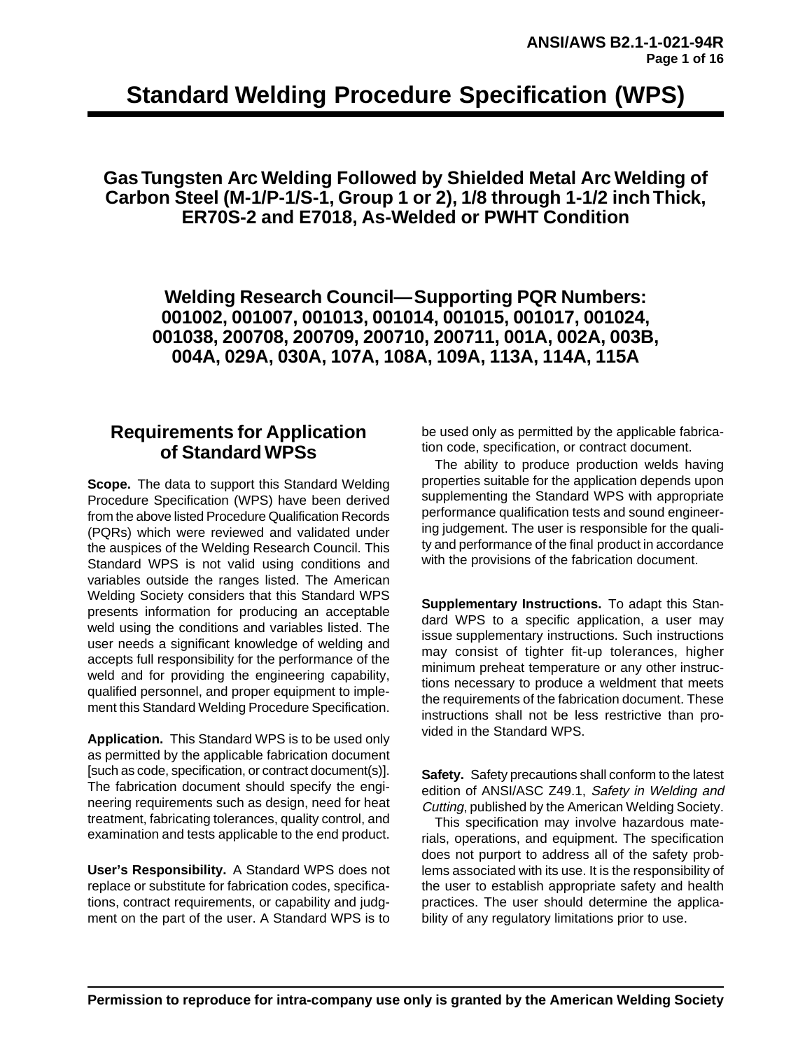# Standard Welding Procedure Specification (WPS)

## Gas Tungsten Arc Welding Followed by Shielded Metal Arc Welding of Carbon Steel (M-1/P-1/S-1, Group 1 or 2), 1/8 through 1-1/2 inch Thick, ER70S-2 and E7018, As-Welded or PWHT Condition

## Welding Research Council—Supporting PQR Numbers: 001002, 001007, 001013, 001014, 001015, 001017, 001024, 001038, 200708, 200709, 200710, 200711, 001A, 002A, 003B, 004A, 029A, 030A, 107A, 108A, 109A, 113A, 114A, 115A

## Requirements for Application of Standard WPSs

**Scope.** The data to support this Standard Welding Procedure Specification (WPS) have been derived from the above listed Procedure Qualification Records (PQRs) which were reviewed and validated under the auspices of the Welding Research Council. This Standard WPS is not valid using conditions and variables outside the ranges listed. The American Welding Society considers that this Standard WPS presents information for producing an acceptable weld using the conditions and variables listed. The user needs a significant knowledge of welding and accepts full responsibility for the performance of the weld and for providing the engineering capability, qualified personnel, and proper equipment to implement this Standard Welding Procedure Specification.

**Application.** This Standard WPS is to be used only as permitted by the applicable fabrication document [such as code, specification, or contract document(s)]. The fabrication document should specify the engineering requirements such as design, need for heat treatment, fabricating tolerances, quality control, and examination and tests applicable to the end product.

**User's Responsibility.** A Standard WPS does not replace or substitute for fabrication codes, specifications, contract requirements, or capability and judgment on the part of the user. A Standard WPS is to be used only as permitted by the applicable fabrication code, specification, or contract document.

The ability to produce production welds having properties suitable for the application depends upon supplementing the Standard WPS with appropriate performance qualification tests and sound engineering judgement. The user is responsible for the quality and performance of the final product in accordance with the provisions of the fabrication document.

**Supplementary Instructions.** To adapt this Standard WPS to a specific application, a user may issue supplementary instructions. Such instructions may consist of tighter fit-up tolerances, higher minimum preheat temperature or any other instructions necessary to produce a weldment that meets the requirements of the fabrication document. These instructions shall not be less restrictive than provided in the Standard WPS.

**Safety.** Safety precautions shall conform to the latest edition of ANSI/ASC Z49.1, *Safety in Welding and Cutting*, published by the American Welding Society.

This specification may involve hazardous materials, operations, and equipment. The specification does not purport to address all of the safety problems associated with its use. It is the responsibility of the user to establish appropriate safety and health practices. The user should determine the applicability of any regulatory limitations prior to use.

**Permission to reproduce for intra-company use only is granted by the American Welding Society**